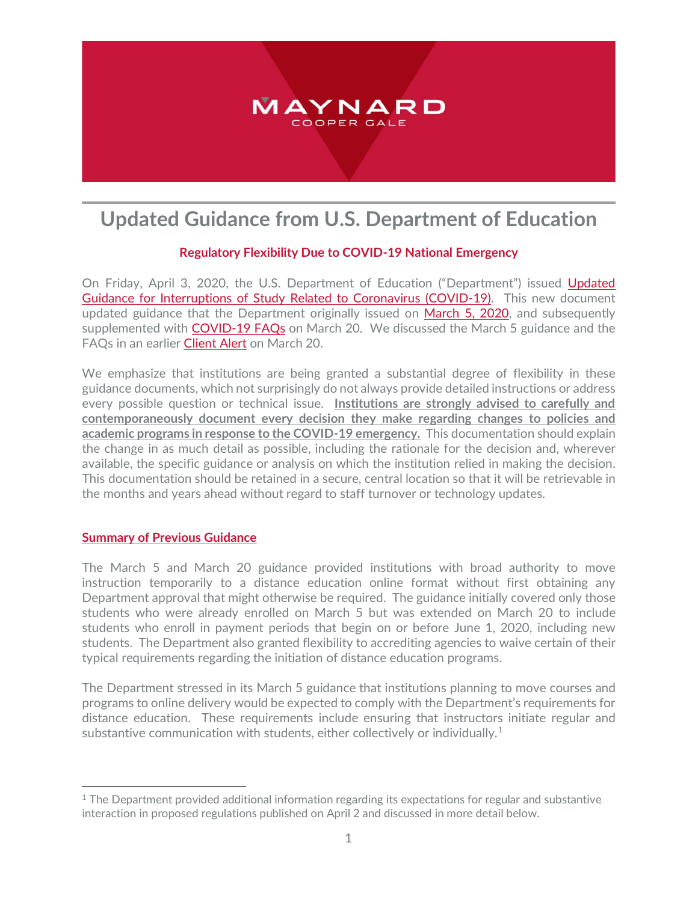MAYNARD

COOPER GALE

# Updated Guidance from U.S. Department of Education

### Regulatory Flexibility Due to COVID-19 National Emergency

On Friday, April 3, 2020, the U.S. Department of Education ("Department") issued Updated Guidance for Interruptions of Study Related to Coronavirus (COVID-19). This new document updated guidance that the Department originally issued on March 5, 2020, and subsequently supplemented with COVID-19 FAQs on March 20. We discussed the March 5 guidance and the FAQs in an earlier Client Alert on March 20.

We emphasize that institutions are being granted a substantial degree of flexibility in these guidance documents, which not surprisingly do not always provide detailed instructions or address every possible question or technical issue. **Institutions are strongly advised to carefully and contemporaneously document every decision they make regarding changes to policies and academic programs in response to the COVID-19 emergency.** This documentation should explain the change in as much detail as possible, including the rationale for the decision and, wherever available, the specific guidance or analysis on which the institution relied in making the decision. This documentation should be retained in a secure, central location so that it will be retrievable in the months and years ahead without regard to staff turnover or technology updates.

## Summary of Previous Guidance

The March 5 and March 20 guidance provided institutions with broad authority to move instruction temporarily to a distance education online format without first obtaining any Department approval that might otherwise be required. The guidance initially covered only those students who were already enrolled on March 5 but was extended on March 20 to include students who enroll in payment periods that begin on or before June 1, 2020, including new students. The Department also granted flexibility to accrediting agencies to waive certain of their typical requirements regarding the initiation of distance education programs.

The Department stressed in its March 5 guidance that institutions planning to move courses and programs to online delivery would be expected to comply with the Department's requirements for distance education. These requirements include ensuring that instructors initiate regular and substantive communication with students, either collectively or individually.[1]

[1] The Department provided additional information regarding its expectations for regular and substantive interaction in proposed regulations published on April 2 and discussed in more detail below.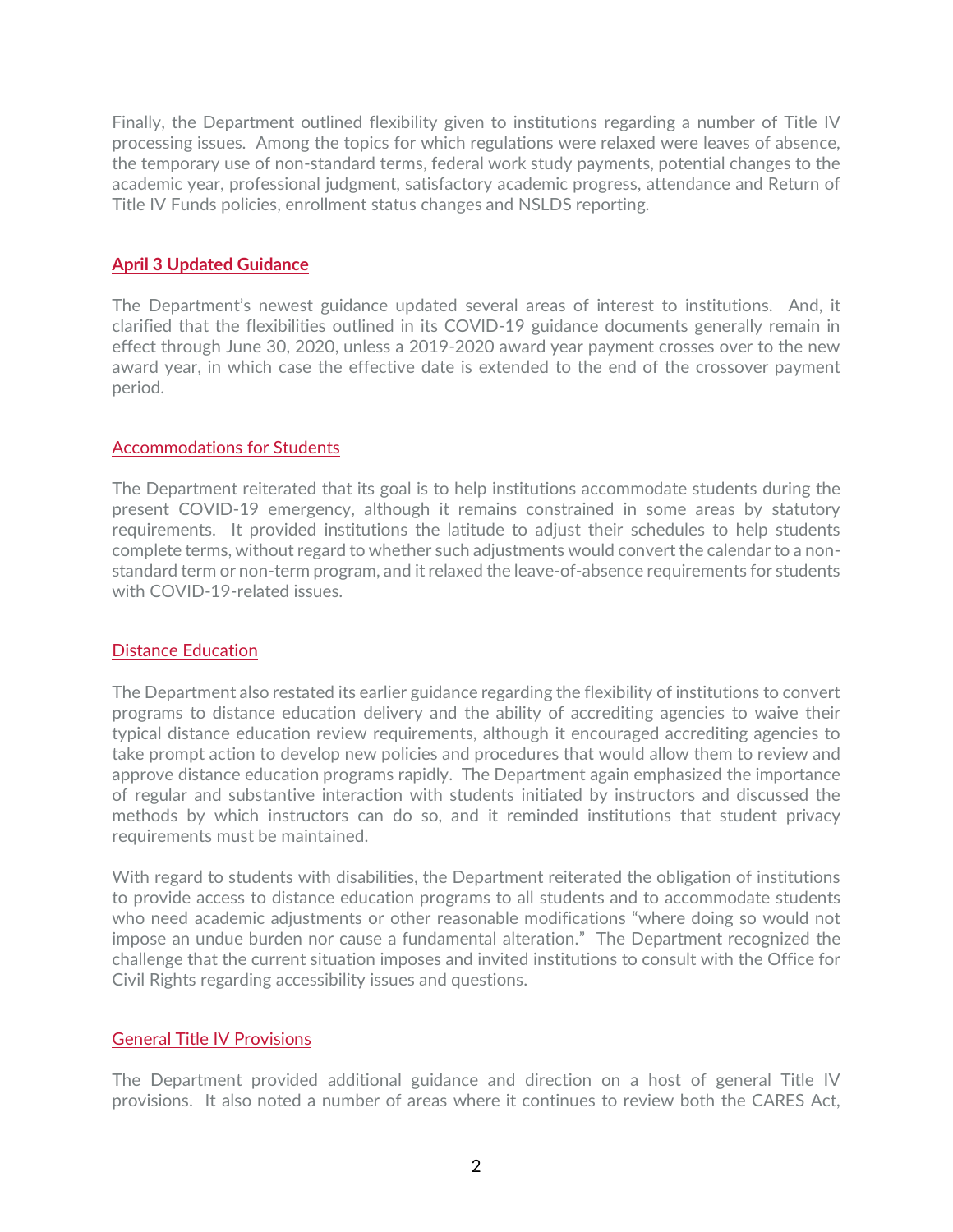Finally, the Department outlined flexibility given to institutions regarding a number of Title IV processing issues. Among the topics for which regulations were relaxed were leaves of absence, the temporary use of non-standard terms, federal work study payments, potential changes to the academic year, professional judgment, satisfactory academic progress, attendance and Return of Title IV Funds policies, enrollment status changes and NSLDS reporting.

## April 3 Updated Guidance

The Department's newest guidance updated several areas of interest to institutions. And, it clarified that the flexibilities outlined in its COVID-19 guidance documents generally remain in effect through June 30, 2020, unless a 2019-2020 award year payment crosses over to the new award year, in which case the effective date is extended to the end of the crossover payment period.

### Accommodations for Students

The Department reiterated that its goal is to help institutions accommodate students during the present COVID-19 emergency, although it remains constrained in some areas by statutory requirements. It provided institutions the latitude to adjust their schedules to help students complete terms, without regard to whether such adjustments would convert the calendar to a non-standard term or non-term program, and it relaxed the leave-of-absence requirements for students with COVID-19-related issues.

### Distance Education

The Department also restated its earlier guidance regarding the flexibility of institutions to convert programs to distance education delivery and the ability of accrediting agencies to waive their typical distance education review requirements, although it encouraged accrediting agencies to take prompt action to develop new policies and procedures that would allow them to review and approve distance education programs rapidly. The Department again emphasized the importance of regular and substantive interaction with students initiated by instructors and discussed the methods by which instructors can do so, and it reminded institutions that student privacy requirements must be maintained.

With regard to students with disabilities, the Department reiterated the obligation of institutions to provide access to distance education programs to all students and to accommodate students who need academic adjustments or other reasonable modifications "where doing so would not impose an undue burden nor cause a fundamental alteration." The Department recognized the challenge that the current situation imposes and invited institutions to consult with the Office for Civil Rights regarding accessibility issues and questions.

### General Title IV Provisions

The Department provided additional guidance and direction on a host of general Title IV provisions. It also noted a number of areas where it continues to review both the CARES Act,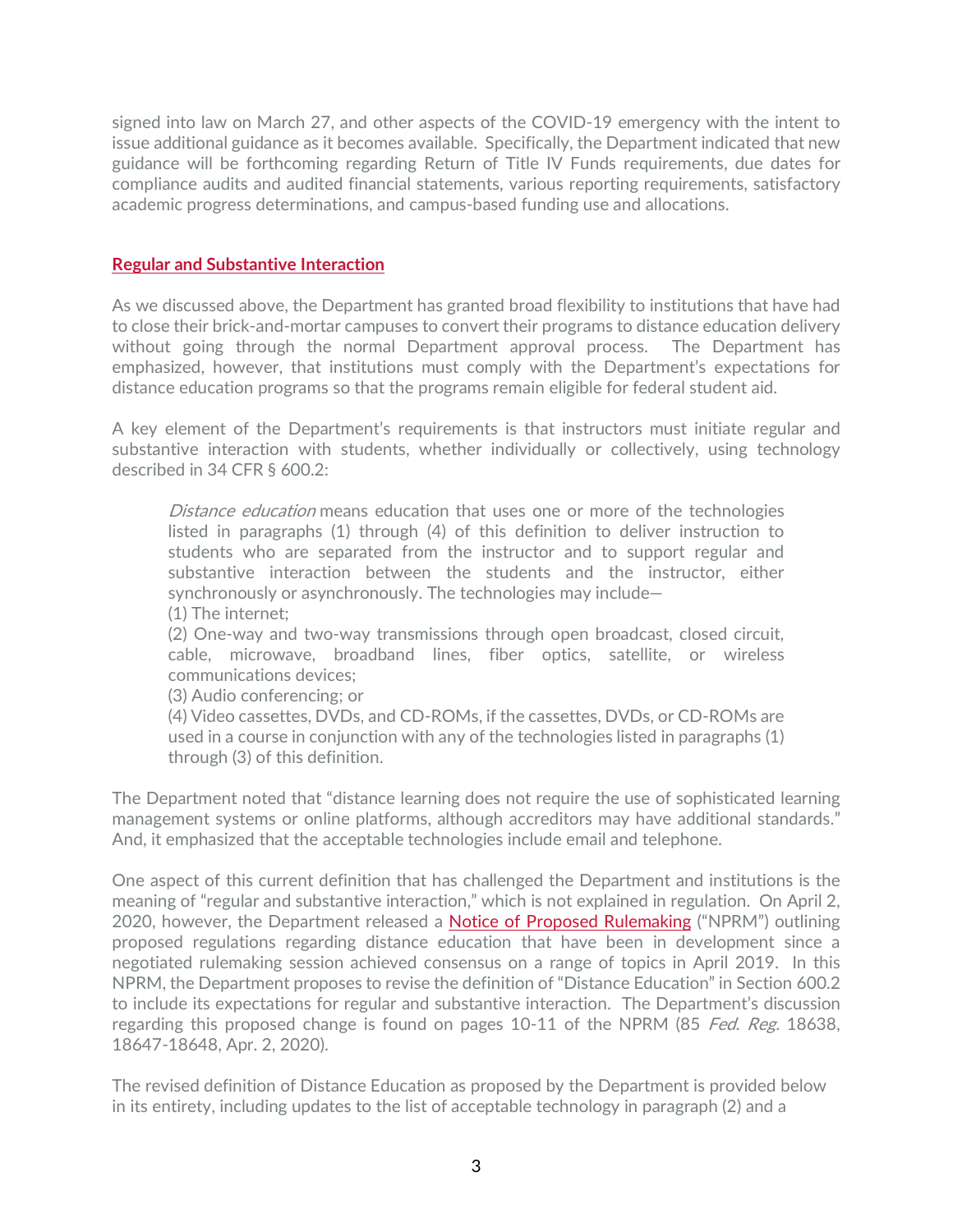signed into law on March 27, and other aspects of the COVID-19 emergency with the intent to issue additional guidance as it becomes available. Specifically, the Department indicated that new guidance will be forthcoming regarding Return of Title IV Funds requirements, due dates for compliance audits and audited financial statements, various reporting requirements, satisfactory academic progress determinations, and campus-based funding use and allocations.

## Regular and Substantive Interaction

As we discussed above, the Department has granted broad flexibility to institutions that have had to close their brick-and-mortar campuses to convert their programs to distance education delivery without going through the normal Department approval process. The Department has emphasized, however, that institutions must comply with the Department's expectations for distance education programs so that the programs remain eligible for federal student aid.

A key element of the Department's requirements is that instructors must initiate regular and substantive interaction with students, whether individually or collectively, using technology described in 34 CFR § 600.2:

> *Distance education* means education that uses one or more of the technologies listed in paragraphs (1) through (4) of this definition to deliver instruction to students who are separated from the instructor and to support regular and substantive interaction between the students and the instructor, either synchronously or asynchronously. The technologies may include—
>
> (1) The internet;
>
> (2) One-way and two-way transmissions through open broadcast, closed circuit, cable, microwave, broadband lines, fiber optics, satellite, or wireless communications devices;
>
> (3) Audio conferencing; or
>
> (4) Video cassettes, DVDs, and CD-ROMs, if the cassettes, DVDs, or CD-ROMs are used in a course in conjunction with any of the technologies listed in paragraphs (1) through (3) of this definition.

The Department noted that "distance learning does not require the use of sophisticated learning management systems or online platforms, although accreditors may have additional standards." And, it emphasized that the acceptable technologies include email and telephone.

One aspect of this current definition that has challenged the Department and institutions is the meaning of "regular and substantive interaction," which is not explained in regulation. On April 2, 2020, however, the Department released a Notice of Proposed Rulemaking ("NPRM") outlining proposed regulations regarding distance education that have been in development since a negotiated rulemaking session achieved consensus on a range of topics in April 2019. In this NPRM, the Department proposes to revise the definition of "Distance Education" in Section 600.2 to include its expectations for regular and substantive interaction. The Department's discussion regarding this proposed change is found on pages 10-11 of the NPRM (85 *Fed. Reg.* 18638, 18647-18648, Apr. 2, 2020).

The revised definition of Distance Education as proposed by the Department is provided below in its entirety, including updates to the list of acceptable technology in paragraph (2) and a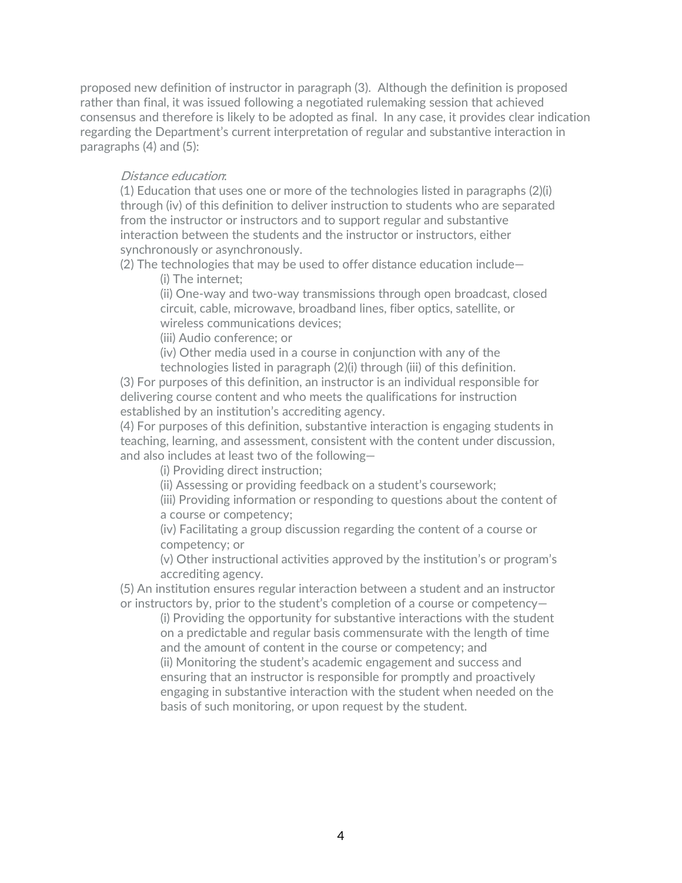proposed new definition of instructor in paragraph (3). Although the definition is proposed rather than final, it was issued following a negotiated rulemaking session that achieved consensus and therefore is likely to be adopted as final. In any case, it provides clear indication regarding the Department's current interpretation of regular and substantive interaction in paragraphs (4) and (5):

> *Distance education*:
>
> (1) Education that uses one or more of the technologies listed in paragraphs (2)(i) through (iv) of this definition to deliver instruction to students who are separated from the instructor or instructors and to support regular and substantive interaction between the students and the instructor or instructors, either synchronously or asynchronously.
>
> (2) The technologies that may be used to offer distance education include—
>
> > (i) The internet;
> >
> > (ii) One-way and two-way transmissions through open broadcast, closed circuit, cable, microwave, broadband lines, fiber optics, satellite, or wireless communications devices;
> >
> > (iii) Audio conference; or
> >
> > (iv) Other media used in a course in conjunction with any of the technologies listed in paragraph (2)(i) through (iii) of this definition.
>
> (3) For purposes of this definition, an instructor is an individual responsible for delivering course content and who meets the qualifications for instruction established by an institution's accrediting agency.
>
> (4) For purposes of this definition, substantive interaction is engaging students in teaching, learning, and assessment, consistent with the content under discussion, and also includes at least two of the following—
>
> > (i) Providing direct instruction;
> >
> > (ii) Assessing or providing feedback on a student's coursework;
> >
> > (iii) Providing information or responding to questions about the content of a course or competency;
> >
> > (iv) Facilitating a group discussion regarding the content of a course or competency; or
> >
> > (v) Other instructional activities approved by the institution's or program's accrediting agency.
>
> (5) An institution ensures regular interaction between a student and an instructor or instructors by, prior to the student's completion of a course or competency—
>
> > (i) Providing the opportunity for substantive interactions with the student on a predictable and regular basis commensurate with the length of time and the amount of content in the course or competency; and
> >
> > (ii) Monitoring the student's academic engagement and success and ensuring that an instructor is responsible for promptly and proactively engaging in substantive interaction with the student when needed on the basis of such monitoring, or upon request by the student.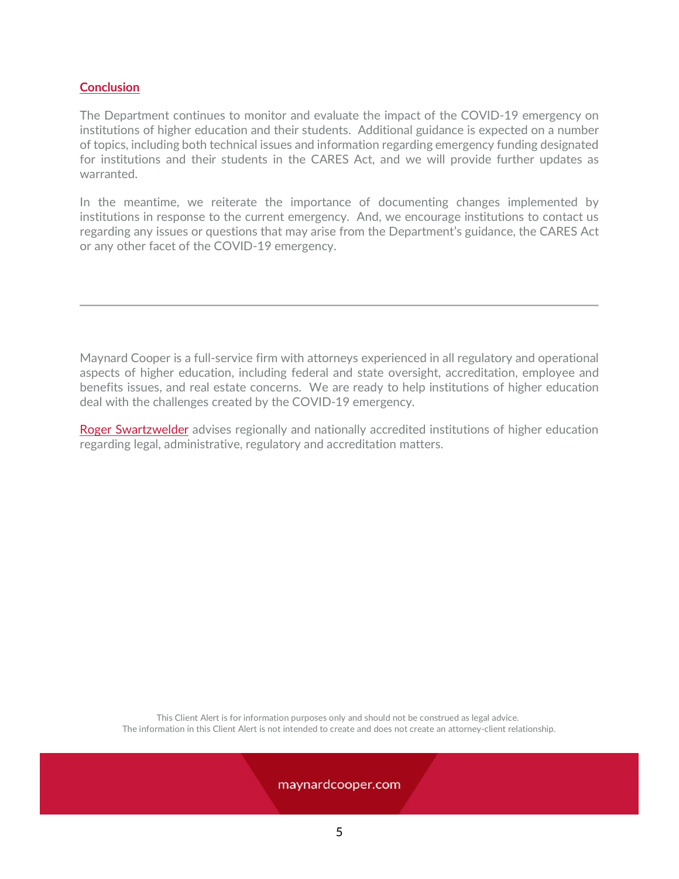## Conclusion

The Department continues to monitor and evaluate the impact of the COVID-19 emergency on institutions of higher education and their students. Additional guidance is expected on a number of topics, including both technical issues and information regarding emergency funding designated for institutions and their students in the CARES Act, and we will provide further updates as warranted.

In the meantime, we reiterate the importance of documenting changes implemented by institutions in response to the current emergency. And, we encourage institutions to contact us regarding any issues or questions that may arise from the Department's guidance, the CARES Act or any other facet of the COVID-19 emergency.

---

Maynard Cooper is a full-service firm with attorneys experienced in all regulatory and operational aspects of higher education, including federal and state oversight, accreditation, employee and benefits issues, and real estate concerns. We are ready to help institutions of higher education deal with the challenges created by the COVID-19 emergency.

Roger Swartzwelder advises regionally and nationally accredited institutions of higher education regarding legal, administrative, regulatory and accreditation matters.

This Client Alert is for information purposes only and should not be construed as legal advice.
The information in this Client Alert is not intended to create and does not create an attorney-client relationship.

maynardcooper.com